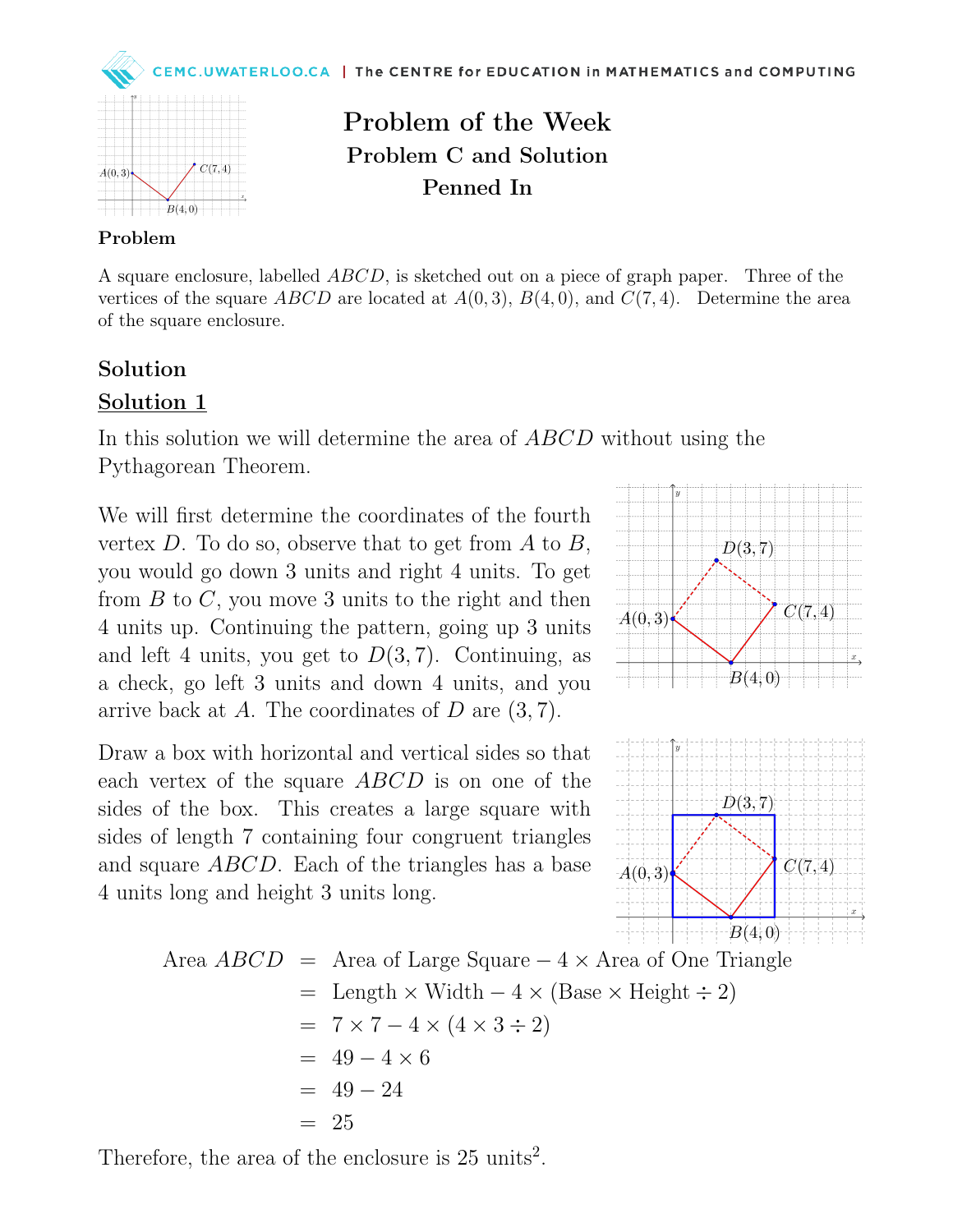# Problem of the Week

## Problem C and Solution

## Penned In

### Problem

A square enclosure, labelled $ABCD$, is sketched out on a piece of graph paper. Three of the vertices of the square $ABCD$ are located at $A(0,3)$, $B(4,0)$, and $C(7,4)$. Determine the area of the square enclosure.

## Solution

### Solution 1

In this solution we will determine the area of $ABCD$ without using the Pythagorean Theorem.

We will first determine the coordinates of the fourth vertex $D$. To do so, observe that to get from $A$ to $B$, you would go down 3 units and right 4 units. To get from $B$ to $C$, you move 3 units to the right and then 4 units up. Continuing the pattern, going up 3 units and left 4 units, you get to $D(3,7)$. Continuing, as a check, go left 3 units and down 4 units, and you arrive back at $A$. The coordinates of $D$ are $(3,7)$.

Draw a box with horizontal and vertical sides so that each vertex of the square $ABCD$ is on one of the sides of the box. This creates a large square with sides of length 7 containing four congruent triangles and square $ABCD$. Each of the triangles has a base 4 units long and height 3 units long.

$$
\begin{aligned}
\text{Area } ABCD &= \text{Area of Large Square} - 4 \times \text{Area of One Triangle} \\
&= \text{Length} \times \text{Width} - 4 \times (\text{Base} \times \text{Height} \div 2) \\
&= 7 \times 7 - 4 \times (4 \times 3 \div 2) \\
&= 49 - 4 \times 6 \\
&= 49 - 24 \\
&= 25
\end{aligned}
$$

Therefore, the area of the enclosure is 25 units$^2$.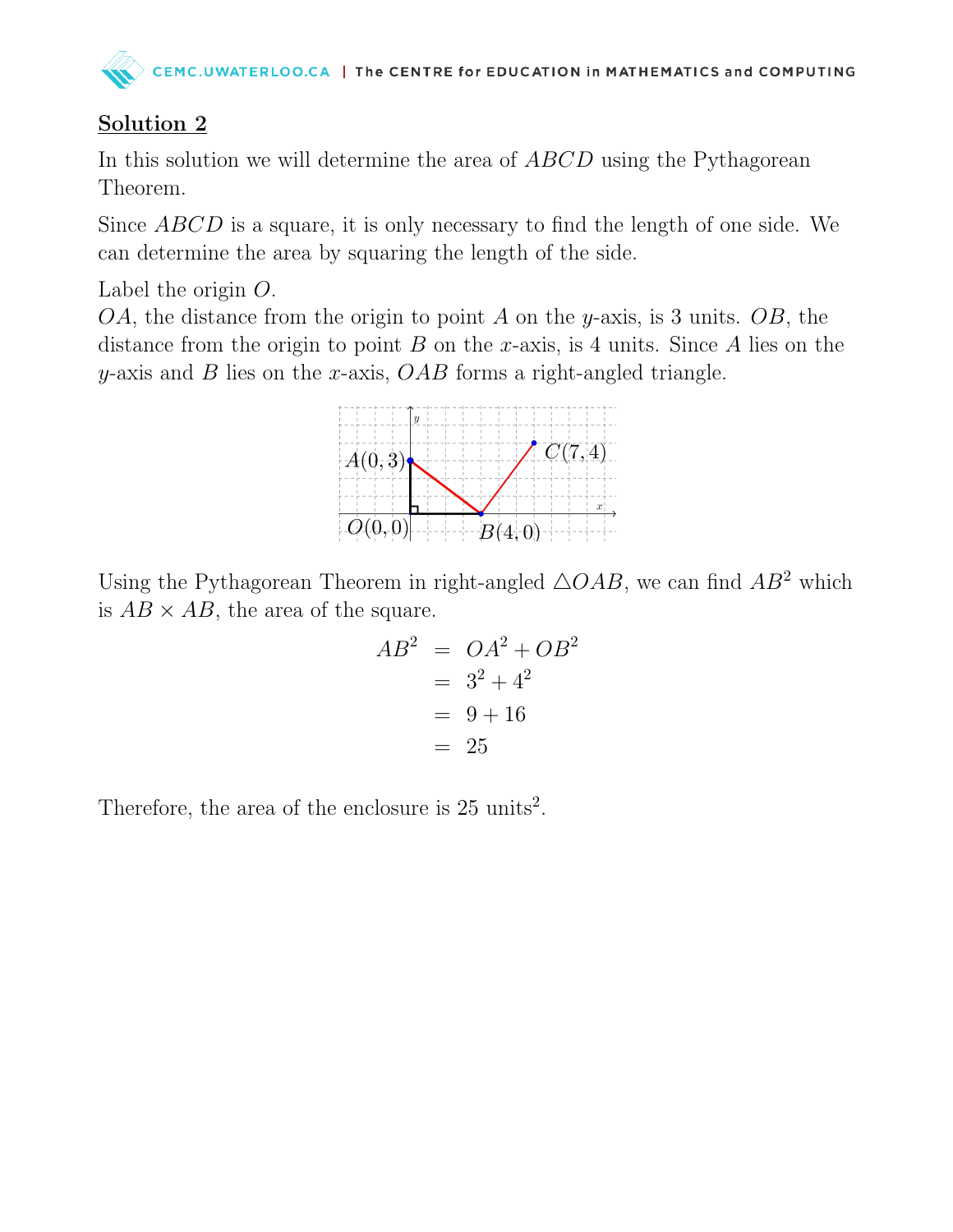**Solution 2**

In this solution we will determine the area of $ABCD$ using the Pythagorean Theorem.

Since $ABCD$ is a square, it is only necessary to find the length of one side. We can determine the area by squaring the length of the side.

Label the origin $O$.
$OA$, the distance from the origin to point $A$ on the $y$-axis, is 3 units. $OB$, the distance from the origin to point $B$ on the $x$-axis, is 4 units. Since $A$ lies on the $y$-axis and $B$ lies on the $x$-axis, $OAB$ forms a right-angled triangle.

$A(0,3)$
$C(7,4)$
$O(0,0)$
$B(4,0)$

Using the Pythagorean Theorem in right-angled $\triangle OAB$, we can find $AB^2$ which is $AB \times AB$, the area of the square.

$$\begin{aligned} AB^2 &= OA^2 + OB^2 \\ &= 3^2 + 4^2 \\ &= 9 + 16 \\ &= 25 \end{aligned}$$

Therefore, the area of the enclosure is 25 units$^2$.